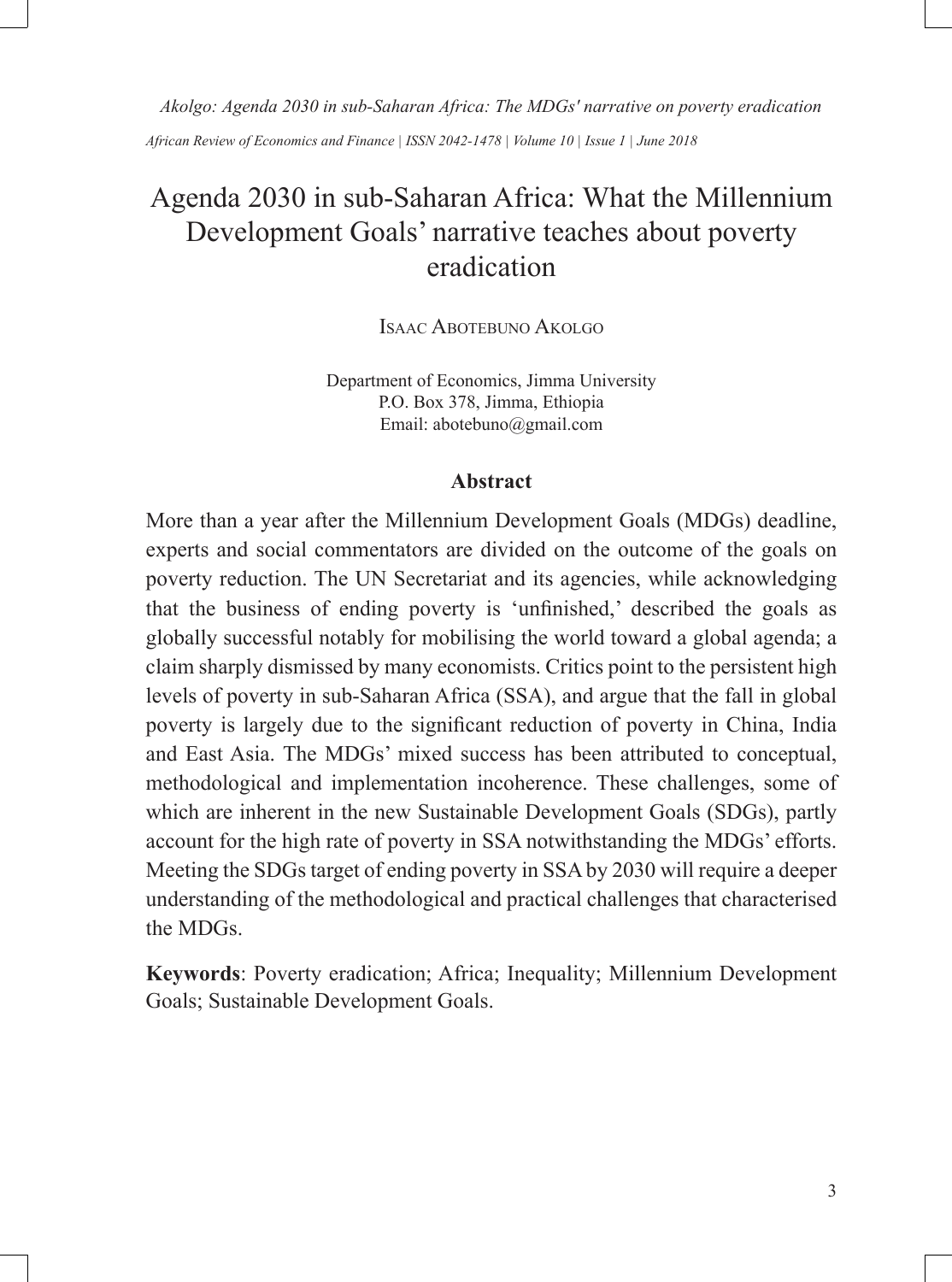# Agenda 2030 in sub-Saharan Africa: What the Millennium Development Goals' narrative teaches about poverty eradication

Isaac Abotebuno Akolgo

Department of Economics, Jimma University
P.O. Box 378, Jimma, Ethiopia
Email: abotebuno@gmail.com

## Abstract

More than a year after the Millennium Development Goals (MDGs) deadline, experts and social commentators are divided on the outcome of the goals on poverty reduction. The UN Secretariat and its agencies, while acknowledging that the business of ending poverty is 'unfinished,' described the goals as globally successful notably for mobilising the world toward a global agenda; a claim sharply dismissed by many economists. Critics point to the persistent high levels of poverty in sub-Saharan Africa (SSA), and argue that the fall in global poverty is largely due to the significant reduction of poverty in China, India and East Asia. The MDGs' mixed success has been attributed to conceptual, methodological and implementation incoherence. These challenges, some of which are inherent in the new Sustainable Development Goals (SDGs), partly account for the high rate of poverty in SSA notwithstanding the MDGs' efforts. Meeting the SDGs target of ending poverty in SSA by 2030 will require a deeper understanding of the methodological and practical challenges that characterised the MDGs.

**Keywords**: Poverty eradication; Africa; Inequality; Millennium Development Goals; Sustainable Development Goals.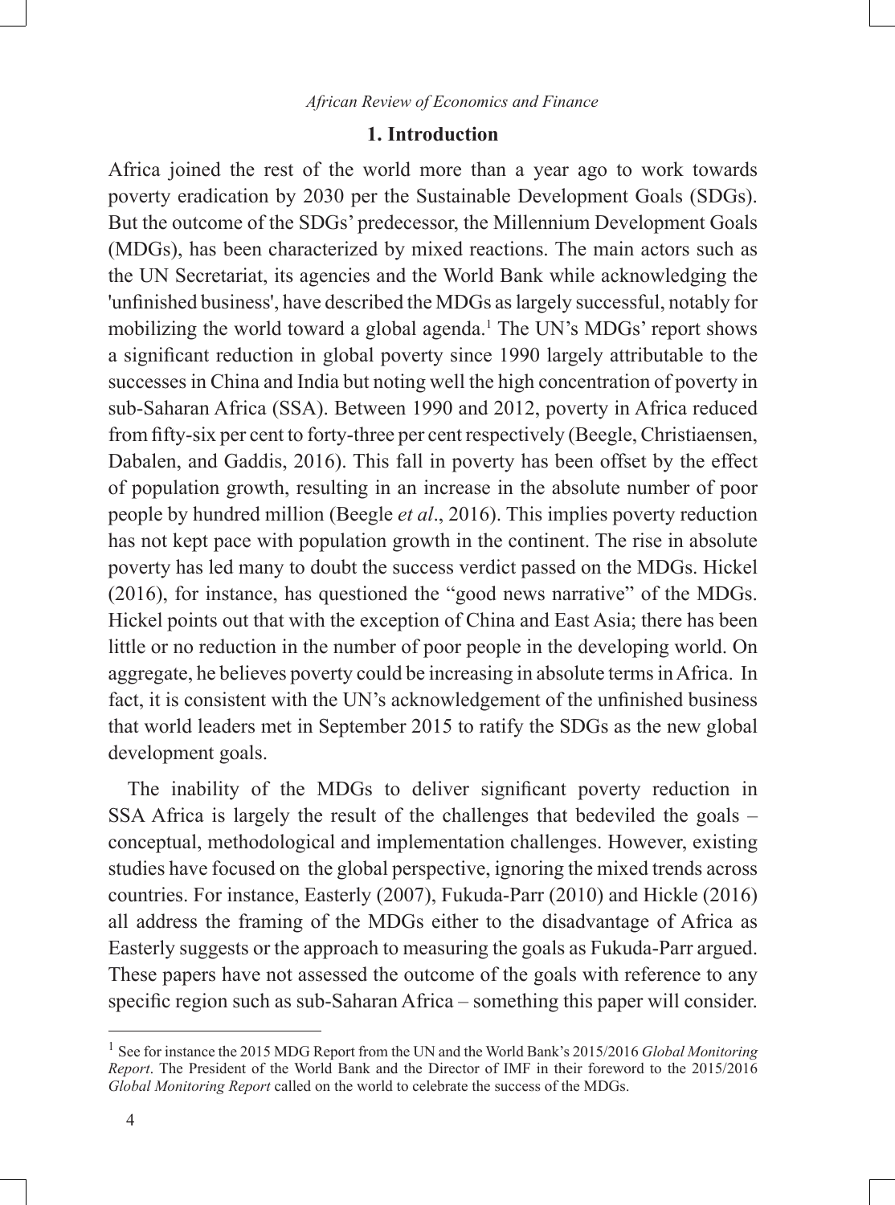## 1. Introduction

Africa joined the rest of the world more than a year ago to work towards poverty eradication by 2030 per the Sustainable Development Goals (SDGs). But the outcome of the SDGs' predecessor, the Millennium Development Goals (MDGs), has been characterized by mixed reactions. The main actors such as the UN Secretariat, its agencies and the World Bank while acknowledging the 'unfinished business', have described the MDGs as largely successful, notably for mobilizing the world toward a global agenda.[1] The UN's MDGs' report shows a significant reduction in global poverty since 1990 largely attributable to the successes in China and India but noting well the high concentration of poverty in sub-Saharan Africa (SSA). Between 1990 and 2012, poverty in Africa reduced from fifty-six per cent to forty-three per cent respectively (Beegle, Christiaensen, Dabalen, and Gaddis, 2016). This fall in poverty has been offset by the effect of population growth, resulting in an increase in the absolute number of poor people by hundred million (Beegle *et al*., 2016). This implies poverty reduction has not kept pace with population growth in the continent. The rise in absolute poverty has led many to doubt the success verdict passed on the MDGs. Hickel (2016), for instance, has questioned the "good news narrative" of the MDGs. Hickel points out that with the exception of China and East Asia; there has been little or no reduction in the number of poor people in the developing world. On aggregate, he believes poverty could be increasing in absolute terms in Africa. In fact, it is consistent with the UN's acknowledgement of the unfinished business that world leaders met in September 2015 to ratify the SDGs as the new global development goals.

The inability of the MDGs to deliver significant poverty reduction in SSA Africa is largely the result of the challenges that bedeviled the goals – conceptual, methodological and implementation challenges. However, existing studies have focused on the global perspective, ignoring the mixed trends across countries. For instance, Easterly (2007), Fukuda-Parr (2010) and Hickle (2016) all address the framing of the MDGs either to the disadvantage of Africa as Easterly suggests or the approach to measuring the goals as Fukuda-Parr argued. These papers have not assessed the outcome of the goals with reference to any specific region such as sub-Saharan Africa – something this paper will consider.

---

[1] See for instance the 2015 MDG Report from the UN and the World Bank's 2015/2016 *Global Monitoring Report*. The President of the World Bank and the Director of IMF in their foreword to the 2015/2016 *Global Monitoring Report* called on the world to celebrate the success of the MDGs.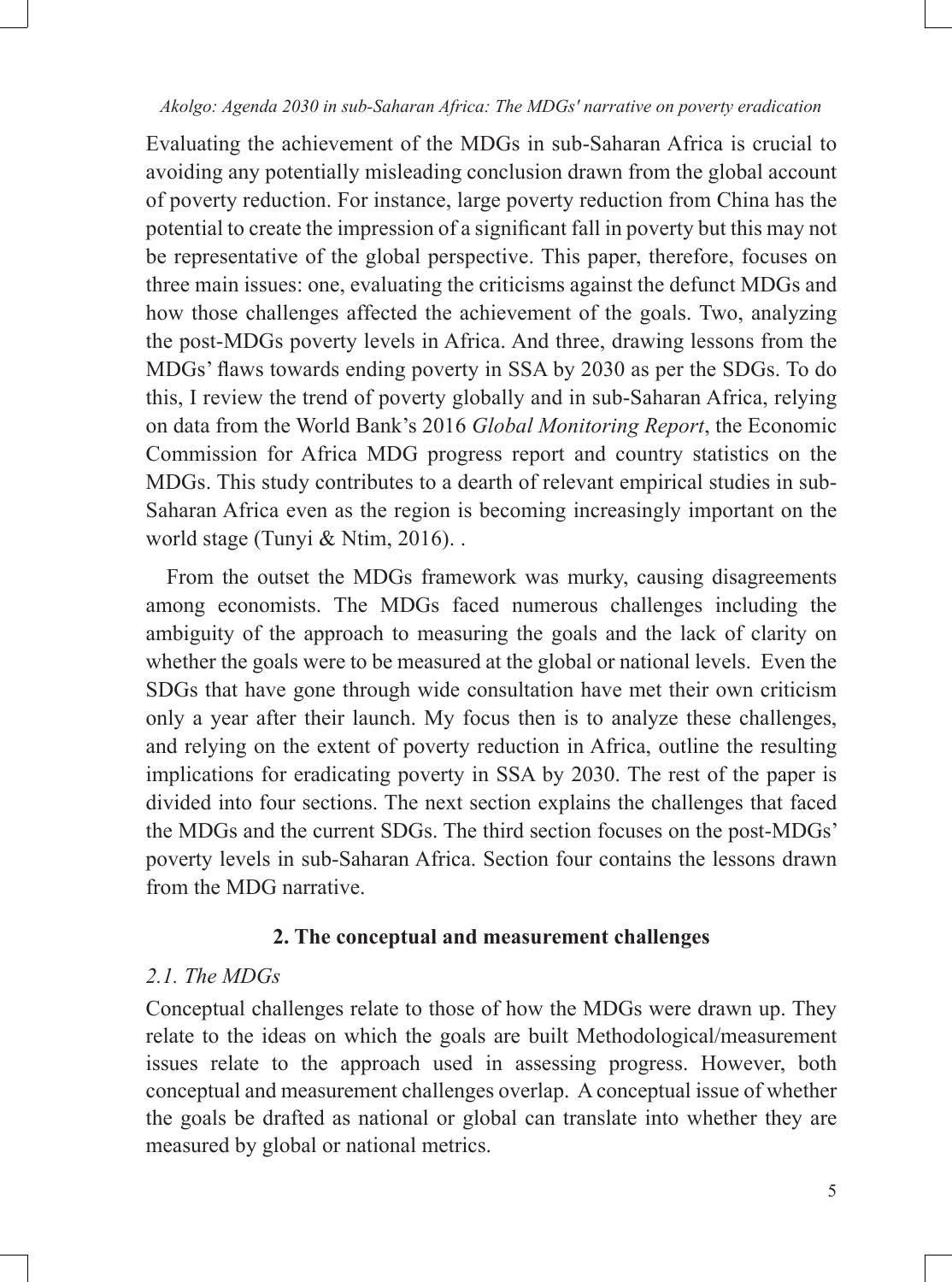Evaluating the achievement of the MDGs in sub-Saharan Africa is crucial to avoiding any potentially misleading conclusion drawn from the global account of poverty reduction. For instance, large poverty reduction from China has the potential to create the impression of a significant fall in poverty but this may not be representative of the global perspective. This paper, therefore, focuses on three main issues: one, evaluating the criticisms against the defunct MDGs and how those challenges affected the achievement of the goals. Two, analyzing the post-MDGs poverty levels in Africa. And three, drawing lessons from the MDGs' flaws towards ending poverty in SSA by 2030 as per the SDGs. To do this, I review the trend of poverty globally and in sub-Saharan Africa, relying on data from the World Bank's 2016 *Global Monitoring Report*, the Economic Commission for Africa MDG progress report and country statistics on the MDGs. This study contributes to a dearth of relevant empirical studies in sub-Saharan Africa even as the region is becoming increasingly important on the world stage (Tunyi & Ntim, 2016). .

From the outset the MDGs framework was murky, causing disagreements among economists. The MDGs faced numerous challenges including the ambiguity of the approach to measuring the goals and the lack of clarity on whether the goals were to be measured at the global or national levels. Even the SDGs that have gone through wide consultation have met their own criticism only a year after their launch. My focus then is to analyze these challenges, and relying on the extent of poverty reduction in Africa, outline the resulting implications for eradicating poverty in SSA by 2030. The rest of the paper is divided into four sections. The next section explains the challenges that faced the MDGs and the current SDGs. The third section focuses on the post-MDGs' poverty levels in sub-Saharan Africa. Section four contains the lessons drawn from the MDG narrative.

## 2. The conceptual and measurement challenges

### *2.1. The MDGs*

Conceptual challenges relate to those of how the MDGs were drawn up. They relate to the ideas on which the goals are built Methodological/measurement issues relate to the approach used in assessing progress. However, both conceptual and measurement challenges overlap. A conceptual issue of whether the goals be drafted as national or global can translate into whether they are measured by global or national metrics.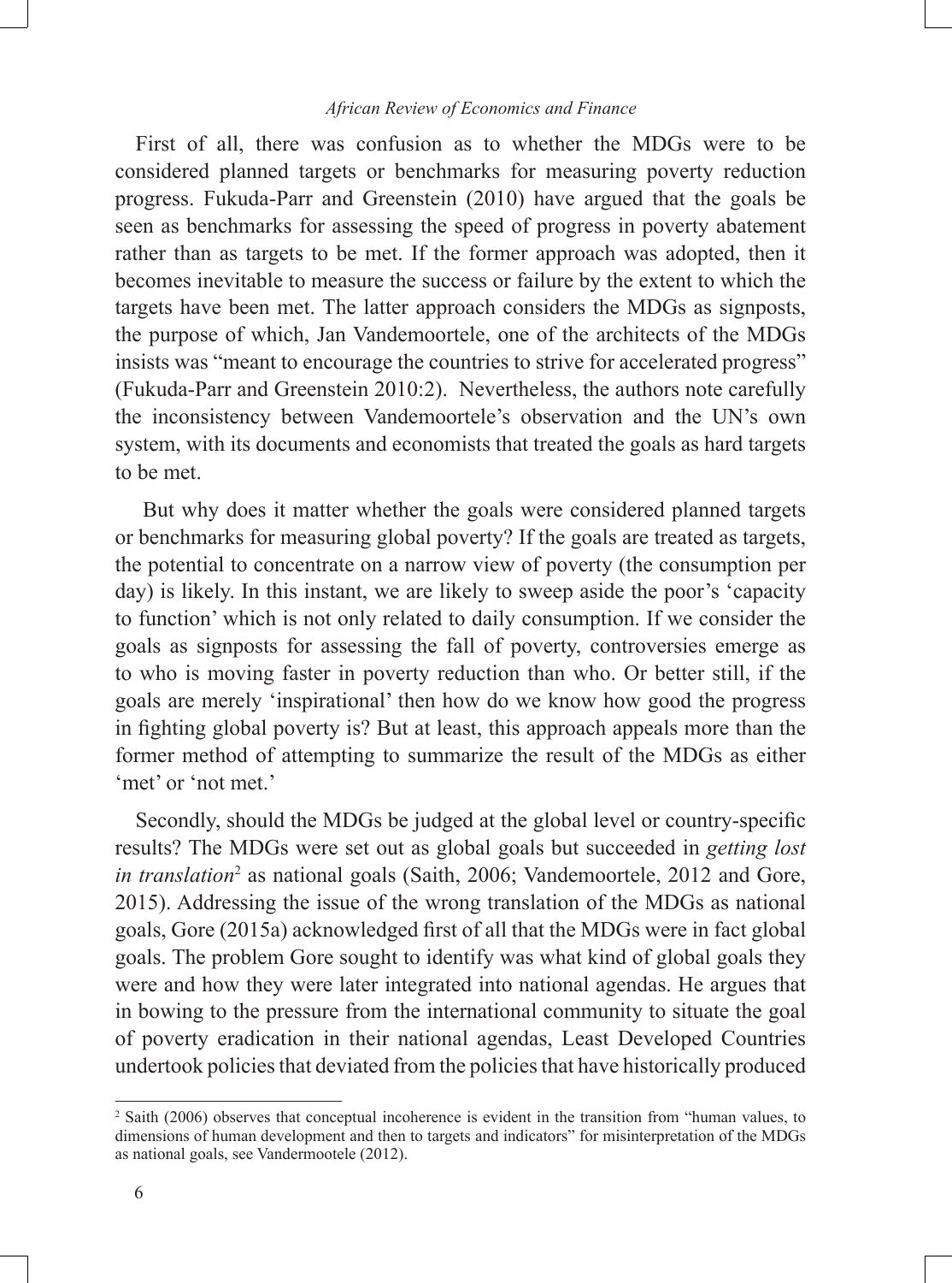First of all, there was confusion as to whether the MDGs were to be considered planned targets or benchmarks for measuring poverty reduction progress. Fukuda-Parr and Greenstein (2010) have argued that the goals be seen as benchmarks for assessing the speed of progress in poverty abatement rather than as targets to be met. If the former approach was adopted, then it becomes inevitable to measure the success or failure by the extent to which the targets have been met. The latter approach considers the MDGs as signposts, the purpose of which, Jan Vandemoortele, one of the architects of the MDGs insists was "meant to encourage the countries to strive for accelerated progress" (Fukuda-Parr and Greenstein 2010:2). Nevertheless, the authors note carefully the inconsistency between Vandemoortele's observation and the UN's own system, with its documents and economists that treated the goals as hard targets to be met.

But why does it matter whether the goals were considered planned targets or benchmarks for measuring global poverty? If the goals are treated as targets, the potential to concentrate on a narrow view of poverty (the consumption per day) is likely. In this instant, we are likely to sweep aside the poor's 'capacity to function' which is not only related to daily consumption. If we consider the goals as signposts for assessing the fall of poverty, controversies emerge as to who is moving faster in poverty reduction than who. Or better still, if the goals are merely 'inspirational' then how do we know how good the progress in fighting global poverty is? But at least, this approach appeals more than the former method of attempting to summarize the result of the MDGs as either 'met' or 'not met.'

Secondly, should the MDGs be judged at the global level or country-specific results? The MDGs were set out as global goals but succeeded in *getting lost in translation*[2] as national goals (Saith, 2006; Vandemoortele, 2012 and Gore, 2015). Addressing the issue of the wrong translation of the MDGs as national goals, Gore (2015a) acknowledged first of all that the MDGs were in fact global goals. The problem Gore sought to identify was what kind of global goals they were and how they were later integrated into national agendas. He argues that in bowing to the pressure from the international community to situate the goal of poverty eradication in their national agendas, Least Developed Countries undertook policies that deviated from the policies that have historically produced

[2] Saith (2006) observes that conceptual incoherence is evident in the transition from "human values, to dimensions of human development and then to targets and indicators" for misinterpretation of the MDGs as national goals, see Vandermootele (2012).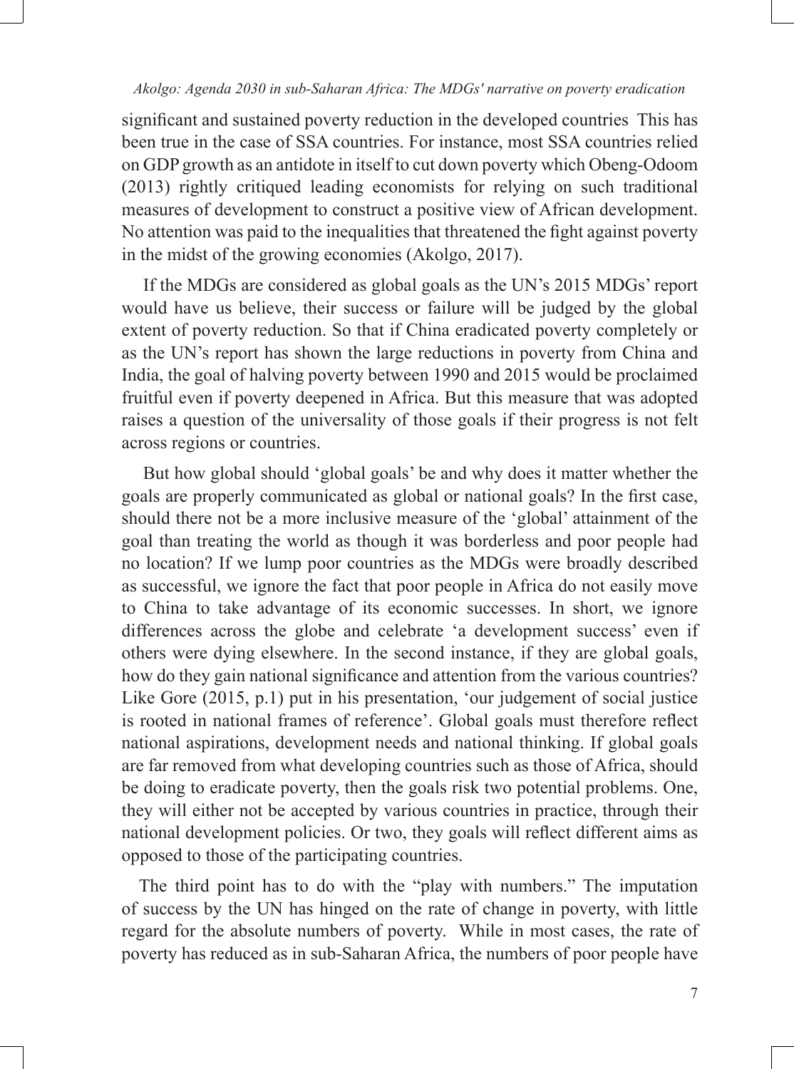significant and sustained poverty reduction in the developed countries  This has been true in the case of SSA countries. For instance, most SSA countries relied on GDP growth as an antidote in itself to cut down poverty which Obeng-Odoom (2013) rightly critiqued leading economists for relying on such traditional measures of development to construct a positive view of African development. No attention was paid to the inequalities that threatened the fight against poverty in the midst of the growing economies (Akolgo, 2017).

If the MDGs are considered as global goals as the UN's 2015 MDGs' report would have us believe, their success or failure will be judged by the global extent of poverty reduction. So that if China eradicated poverty completely or as the UN's report has shown the large reductions in poverty from China and India, the goal of halving poverty between 1990 and 2015 would be proclaimed fruitful even if poverty deepened in Africa. But this measure that was adopted raises a question of the universality of those goals if their progress is not felt across regions or countries.

But how global should 'global goals' be and why does it matter whether the goals are properly communicated as global or national goals? In the first case, should there not be a more inclusive measure of the 'global' attainment of the goal than treating the world as though it was borderless and poor people had no location? If we lump poor countries as the MDGs were broadly described as successful, we ignore the fact that poor people in Africa do not easily move to China to take advantage of its economic successes. In short, we ignore differences across the globe and celebrate 'a development success' even if others were dying elsewhere. In the second instance, if they are global goals, how do they gain national significance and attention from the various countries? Like Gore (2015, p.1) put in his presentation, 'our judgement of social justice is rooted in national frames of reference'. Global goals must therefore reflect national aspirations, development needs and national thinking. If global goals are far removed from what developing countries such as those of Africa, should be doing to eradicate poverty, then the goals risk two potential problems. One, they will either not be accepted by various countries in practice, through their national development policies. Or two, they goals will reflect different aims as opposed to those of the participating countries.

The third point has to do with the "play with numbers." The imputation of success by the UN has hinged on the rate of change in poverty, with little regard for the absolute numbers of poverty.  While in most cases, the rate of poverty has reduced as in sub-Saharan Africa, the numbers of poor people have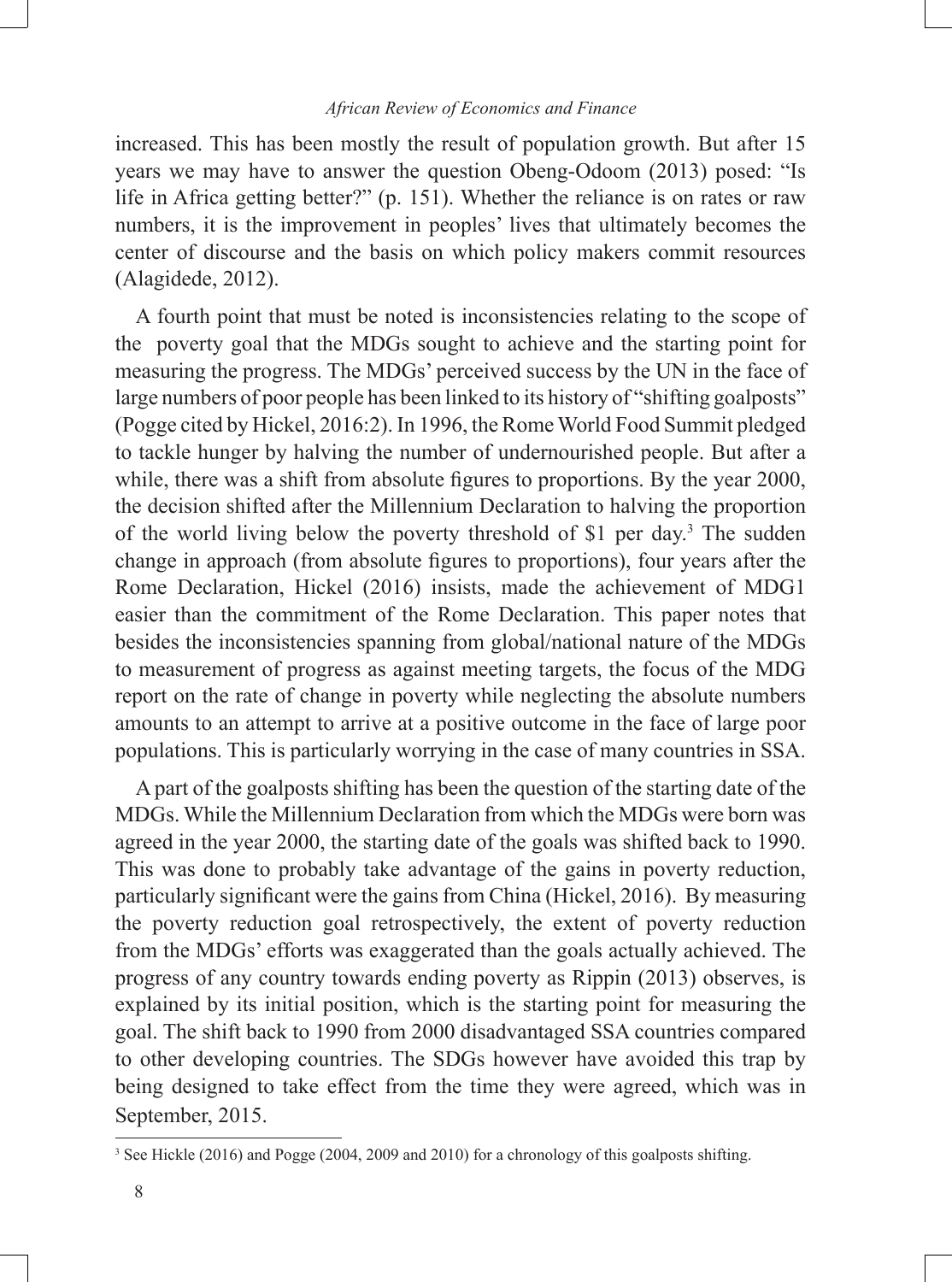increased. This has been mostly the result of population growth. But after 15 years we may have to answer the question Obeng-Odoom (2013) posed: "Is life in Africa getting better?" (p. 151). Whether the reliance is on rates or raw numbers, it is the improvement in peoples' lives that ultimately becomes the center of discourse and the basis on which policy makers commit resources (Alagidede, 2012).

A fourth point that must be noted is inconsistencies relating to the scope of the poverty goal that the MDGs sought to achieve and the starting point for measuring the progress. The MDGs' perceived success by the UN in the face of large numbers of poor people has been linked to its history of "shifting goalposts" (Pogge cited by Hickel, 2016:2). In 1996, the Rome World Food Summit pledged to tackle hunger by halving the number of undernourished people. But after a while, there was a shift from absolute figures to proportions. By the year 2000, the decision shifted after the Millennium Declaration to halving the proportion of the world living below the poverty threshold of $1 per day.[3] The sudden change in approach (from absolute figures to proportions), four years after the Rome Declaration, Hickel (2016) insists, made the achievement of MDG1 easier than the commitment of the Rome Declaration. This paper notes that besides the inconsistencies spanning from global/national nature of the MDGs to measurement of progress as against meeting targets, the focus of the MDG report on the rate of change in poverty while neglecting the absolute numbers amounts to an attempt to arrive at a positive outcome in the face of large poor populations. This is particularly worrying in the case of many countries in SSA.

A part of the goalposts shifting has been the question of the starting date of the MDGs. While the Millennium Declaration from which the MDGs were born was agreed in the year 2000, the starting date of the goals was shifted back to 1990. This was done to probably take advantage of the gains in poverty reduction, particularly significant were the gains from China (Hickel, 2016). By measuring the poverty reduction goal retrospectively, the extent of poverty reduction from the MDGs' efforts was exaggerated than the goals actually achieved. The progress of any country towards ending poverty as Rippin (2013) observes, is explained by its initial position, which is the starting point for measuring the goal. The shift back to 1990 from 2000 disadvantaged SSA countries compared to other developing countries. The SDGs however have avoided this trap by being designed to take effect from the time they were agreed, which was in September, 2015.

[3] See Hickle (2016) and Pogge (2004, 2009 and 2010) for a chronology of this goalposts shifting.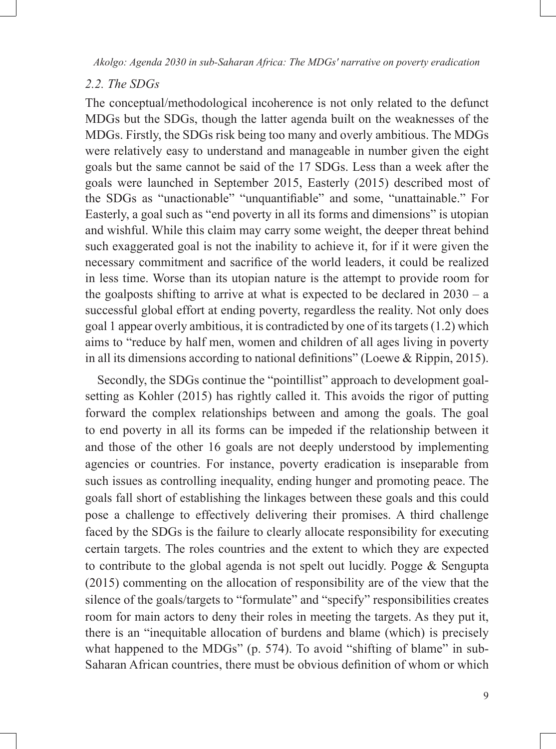### 2.2. The SDGs

The conceptual/methodological incoherence is not only related to the defunct MDGs but the SDGs, though the latter agenda built on the weaknesses of the MDGs. Firstly, the SDGs risk being too many and overly ambitious. The MDGs were relatively easy to understand and manageable in number given the eight goals but the same cannot be said of the 17 SDGs. Less than a week after the goals were launched in September 2015, Easterly (2015) described most of the SDGs as "unactionable" "unquantifiable" and some, "unattainable." For Easterly, a goal such as "end poverty in all its forms and dimensions" is utopian and wishful. While this claim may carry some weight, the deeper threat behind such exaggerated goal is not the inability to achieve it, for if it were given the necessary commitment and sacrifice of the world leaders, it could be realized in less time. Worse than its utopian nature is the attempt to provide room for the goalposts shifting to arrive at what is expected to be declared in 2030 – a successful global effort at ending poverty, regardless the reality. Not only does goal 1 appear overly ambitious, it is contradicted by one of its targets (1.2) which aims to "reduce by half men, women and children of all ages living in poverty in all its dimensions according to national definitions" (Loewe & Rippin, 2015).

Secondly, the SDGs continue the "pointillist" approach to development goal-setting as Kohler (2015) has rightly called it. This avoids the rigor of putting forward the complex relationships between and among the goals. The goal to end poverty in all its forms can be impeded if the relationship between it and those of the other 16 goals are not deeply understood by implementing agencies or countries. For instance, poverty eradication is inseparable from such issues as controlling inequality, ending hunger and promoting peace. The goals fall short of establishing the linkages between these goals and this could pose a challenge to effectively delivering their promises. A third challenge faced by the SDGs is the failure to clearly allocate responsibility for executing certain targets. The roles countries and the extent to which they are expected to contribute to the global agenda is not spelt out lucidly. Pogge & Sengupta (2015) commenting on the allocation of responsibility are of the view that the silence of the goals/targets to "formulate" and "specify" responsibilities creates room for main actors to deny their roles in meeting the targets. As they put it, there is an "inequitable allocation of burdens and blame (which) is precisely what happened to the MDGs" (p. 574). To avoid "shifting of blame" in sub-Saharan African countries, there must be obvious definition of whom or which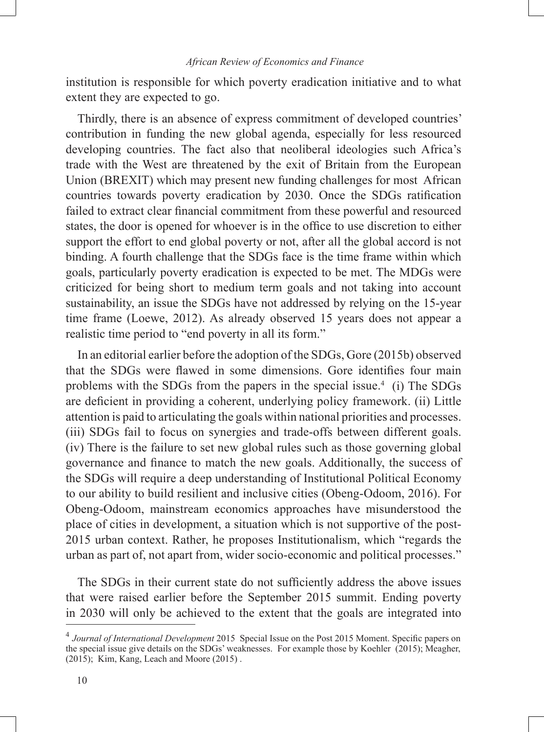institution is responsible for which poverty eradication initiative and to what extent they are expected to go.

Thirdly, there is an absence of express commitment of developed countries' contribution in funding the new global agenda, especially for less resourced developing countries. The fact also that neoliberal ideologies such Africa's trade with the West are threatened by the exit of Britain from the European Union (BREXIT) which may present new funding challenges for most African countries towards poverty eradication by 2030. Once the SDGs ratification failed to extract clear financial commitment from these powerful and resourced states, the door is opened for whoever is in the office to use discretion to either support the effort to end global poverty or not, after all the global accord is not binding. A fourth challenge that the SDGs face is the time frame within which goals, particularly poverty eradication is expected to be met. The MDGs were criticized for being short to medium term goals and not taking into account sustainability, an issue the SDGs have not addressed by relying on the 15-year time frame (Loewe, 2012). As already observed 15 years does not appear a realistic time period to "end poverty in all its form."

In an editorial earlier before the adoption of the SDGs, Gore (2015b) observed that the SDGs were flawed in some dimensions. Gore identifies four main problems with the SDGs from the papers in the special issue.[4] (i) The SDGs are deficient in providing a coherent, underlying policy framework. (ii) Little attention is paid to articulating the goals within national priorities and processes. (iii) SDGs fail to focus on synergies and trade-offs between different goals. (iv) There is the failure to set new global rules such as those governing global governance and finance to match the new goals. Additionally, the success of the SDGs will require a deep understanding of Institutional Political Economy to our ability to build resilient and inclusive cities (Obeng-Odoom, 2016). For Obeng-Odoom, mainstream economics approaches have misunderstood the place of cities in development, a situation which is not supportive of the post-2015 urban context. Rather, he proposes Institutionalism, which "regards the urban as part of, not apart from, wider socio-economic and political processes."

The SDGs in their current state do not sufficiently address the above issues that were raised earlier before the September 2015 summit. Ending poverty in 2030 will only be achieved to the extent that the goals are integrated into

---

[4] *Journal of International Development* 2015 Special Issue on the Post 2015 Moment. Specific papers on the special issue give details on the SDGs' weaknesses. For example those by Koehler (2015); Meagher, (2015); Kim, Kang, Leach and Moore (2015) .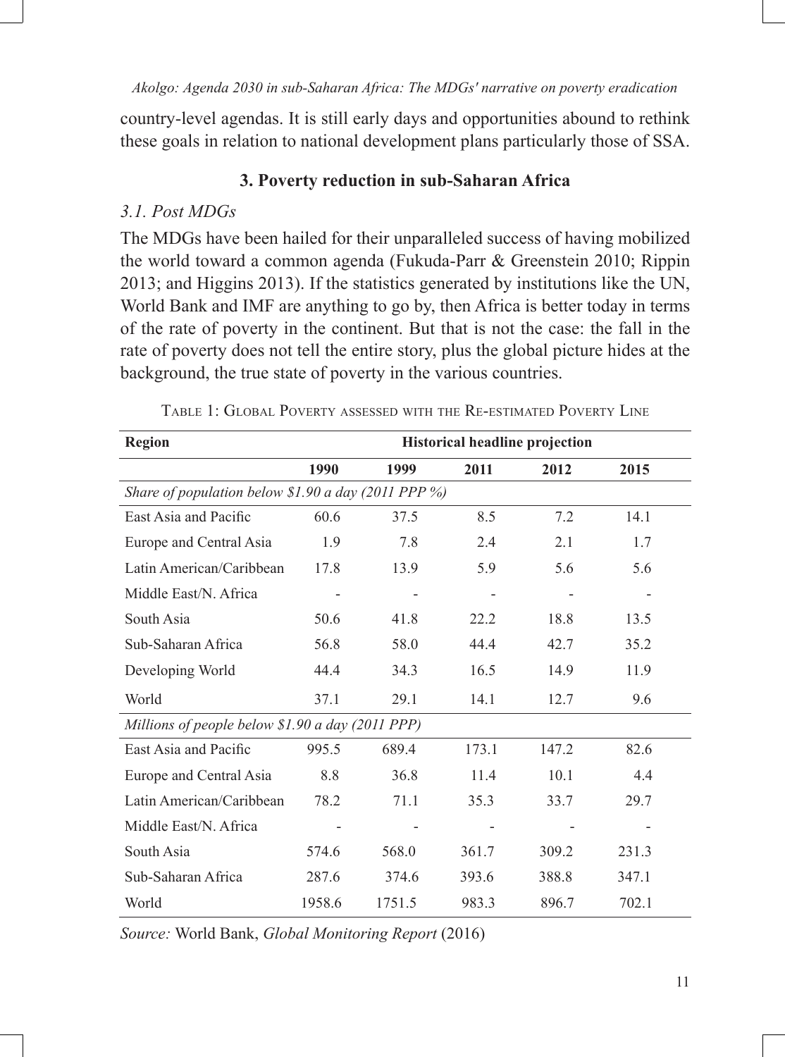country-level agendas. It is still early days and opportunities abound to rethink these goals in relation to national development plans particularly those of SSA.

## 3. Poverty reduction in sub-Saharan Africa

### *3.1. Post MDGs*

The MDGs have been hailed for their unparalleled success of having mobilized the world toward a common agenda (Fukuda-Parr & Greenstein 2010; Rippin 2013; and Higgins 2013). If the statistics generated by institutions like the UN, World Bank and IMF are anything to go by, then Africa is better today in terms of the rate of poverty in the continent. But that is not the case: the fall in the rate of poverty does not tell the entire story, plus the global picture hides at the background, the true state of poverty in the various countries.

Table 1: Global Poverty assessed with the Re-estimated Poverty Line

| **Region** | **Historical headline projection** | | | | |
|---|---|---|---|---|---|
| | **1990** | **1999** | **2011** | **2012** | **2015** |
| *Share of population below $1.90 a day (2011 PPP %)* | | | | | |
| East Asia and Pacific | 60.6 | 37.5 | 8.5 | 7.2 | 14.1 |
| Europe and Central Asia | 1.9 | 7.8 | 2.4 | 2.1 | 1.7 |
| Latin American/Caribbean | 17.8 | 13.9 | 5.9 | 5.6 | 5.6 |
| Middle East/N. Africa | - | - | - | - | - |
| South Asia | 50.6 | 41.8 | 22.2 | 18.8 | 13.5 |
| Sub-Saharan Africa | 56.8 | 58.0 | 44.4 | 42.7 | 35.2 |
| Developing World | 44.4 | 34.3 | 16.5 | 14.9 | 11.9 |
| World | 37.1 | 29.1 | 14.1 | 12.7 | 9.6 |
| *Millions of people below $1.90 a day (2011 PPP)* | | | | | |
| East Asia and Pacific | 995.5 | 689.4 | 173.1 | 147.2 | 82.6 |
| Europe and Central Asia | 8.8 | 36.8 | 11.4 | 10.1 | 4.4 |
| Latin American/Caribbean | 78.2 | 71.1 | 35.3 | 33.7 | 29.7 |
| Middle East/N. Africa | - | - | - | - | - |
| South Asia | 574.6 | 568.0 | 361.7 | 309.2 | 231.3 |
| Sub-Saharan Africa | 287.6 | 374.6 | 393.6 | 388.8 | 347.1 |
| World | 1958.6 | 1751.5 | 983.3 | 896.7 | 702.1 |

*Source:* World Bank, *Global Monitoring Report* (2016)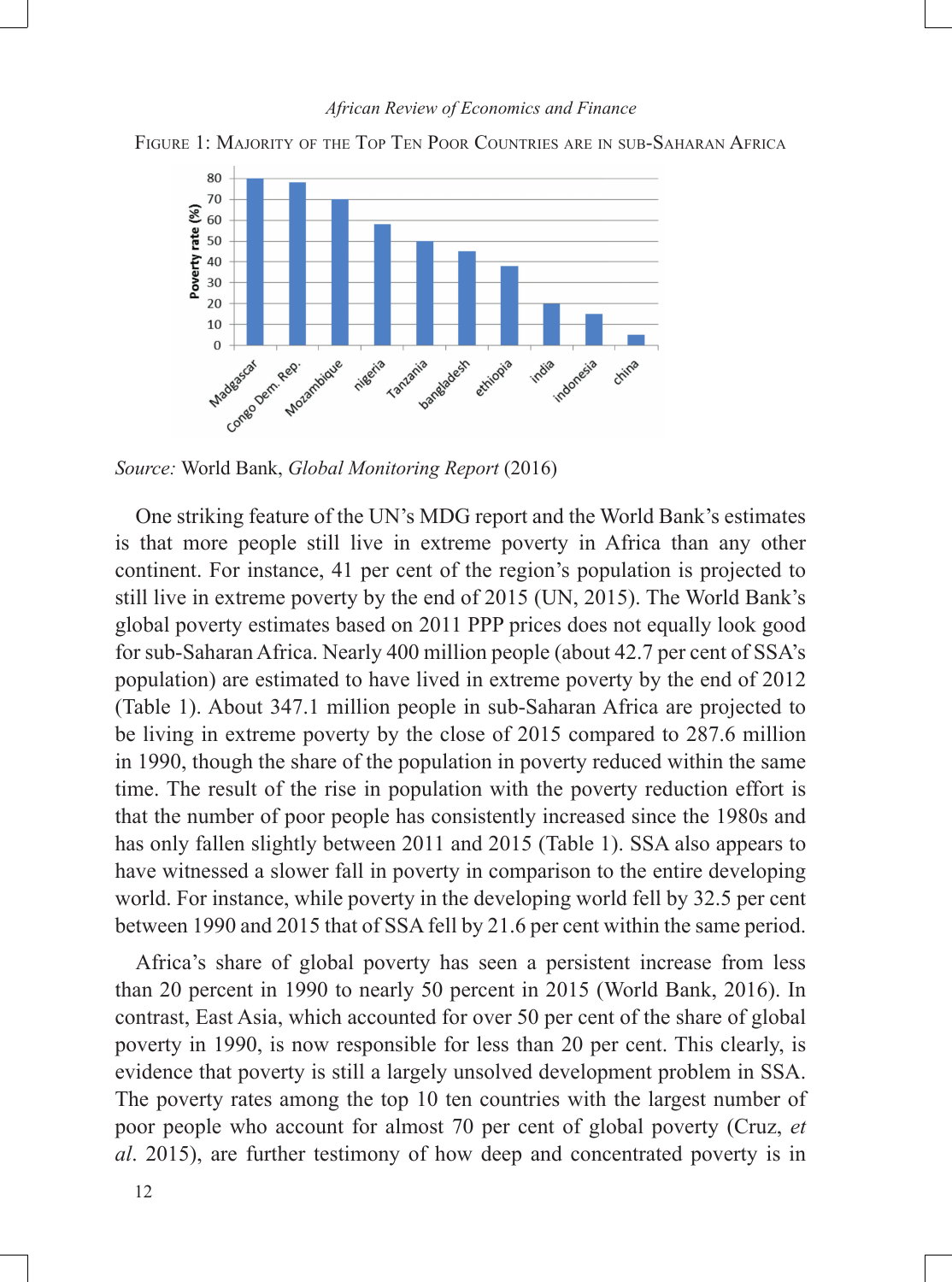FIGURE 1: MAJORITY OF THE TOP TEN POOR COUNTRIES ARE IN SUB-SAHARAN AFRICA

*Source:* World Bank, *Global Monitoring Report* (2016)

One striking feature of the UN's MDG report and the World Bank's estimates is that more people still live in extreme poverty in Africa than any other continent. For instance, 41 per cent of the region's population is projected to still live in extreme poverty by the end of 2015 (UN, 2015). The World Bank's global poverty estimates based on 2011 PPP prices does not equally look good for sub-Saharan Africa. Nearly 400 million people (about 42.7 per cent of SSA's population) are estimated to have lived in extreme poverty by the end of 2012 (Table 1). About 347.1 million people in sub-Saharan Africa are projected to be living in extreme poverty by the close of 2015 compared to 287.6 million in 1990, though the share of the population in poverty reduced within the same time. The result of the rise in population with the poverty reduction effort is that the number of poor people has consistently increased since the 1980s and has only fallen slightly between 2011 and 2015 (Table 1). SSA also appears to have witnessed a slower fall in poverty in comparison to the entire developing world. For instance, while poverty in the developing world fell by 32.5 per cent between 1990 and 2015 that of SSA fell by 21.6 per cent within the same period.

Africa's share of global poverty has seen a persistent increase from less than 20 percent in 1990 to nearly 50 percent in 2015 (World Bank, 2016). In contrast, East Asia, which accounted for over 50 per cent of the share of global poverty in 1990, is now responsible for less than 20 per cent. This clearly, is evidence that poverty is still a largely unsolved development problem in SSA. The poverty rates among the top 10 ten countries with the largest number of poor people who account for almost 70 per cent of global poverty (Cruz, *et al*. 2015), are further testimony of how deep and concentrated poverty is in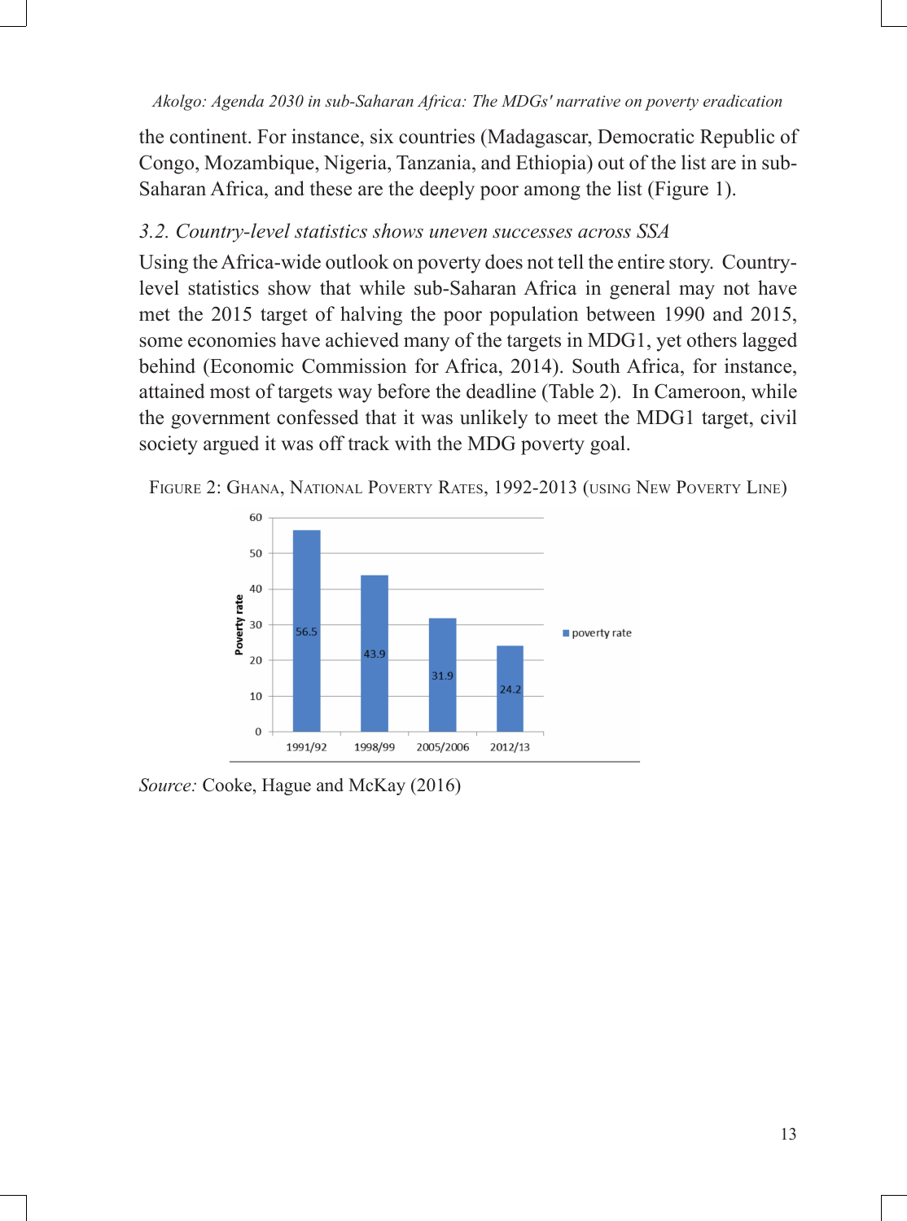the continent. For instance, six countries (Madagascar, Democratic Republic of Congo, Mozambique, Nigeria, Tanzania, and Ethiopia) out of the list are in sub-Saharan Africa, and these are the deeply poor among the list (Figure 1).

### *3.2. Country-level statistics shows uneven successes across SSA*

Using the Africa-wide outlook on poverty does not tell the entire story. Country-level statistics show that while sub-Saharan Africa in general may not have met the 2015 target of halving the poor population between 1990 and 2015, some economies have achieved many of the targets in MDG1, yet others lagged behind (Economic Commission for Africa, 2014). South Africa, for instance, attained most of targets way before the deadline (Table 2). In Cameroon, while the government confessed that it was unlikely to meet the MDG1 target, civil society argued it was off track with the MDG poverty goal.

Figure 2: Ghana, National Poverty Rates, 1992-2013 (using New Poverty Line)

| Year | Poverty rate |
|---|---|
| 1991/92 | 56.5 |
| 1998/99 | 43.9 |
| 2005/2006 | 31.9 |
| 2012/13 | 24.2 |

*Source:* Cooke, Hague and McKay (2016)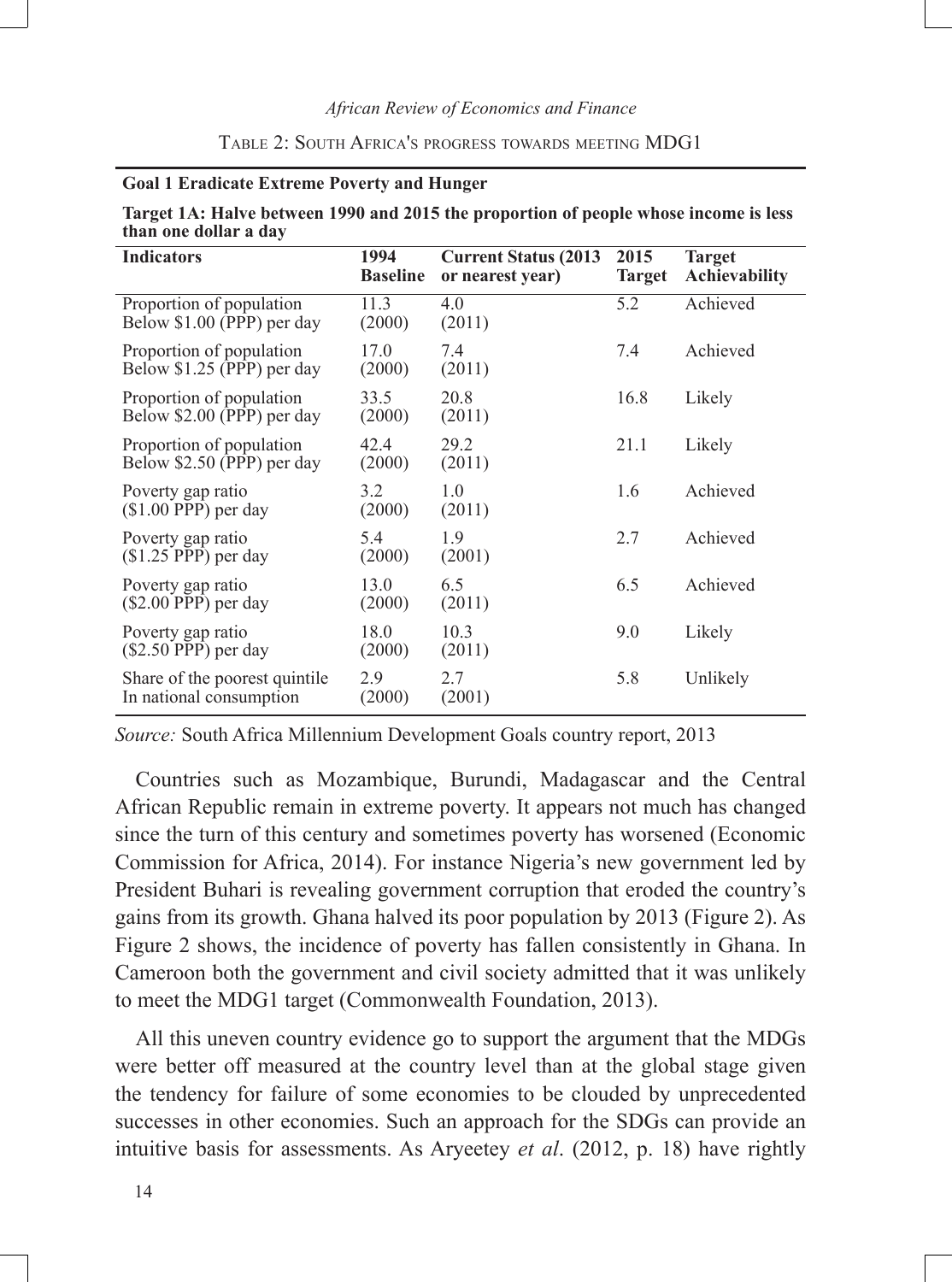Table 2: South Africa's progress towards meeting MDG1

| **Goal 1 Eradicate Extreme Poverty and Hunger** | | | | |
|---|---|---|---|---|
| **Target 1A: Halve between 1990 and 2015 the proportion of people whose income is less than one dollar a day** | | | | |
| **Indicators** | **1994 Baseline** | **Current Status (2013 or nearest year)** | **2015 Target** | **Target Achievability** |
| Proportion of population Below \$1.00 (PPP) per day | 11.3 (2000) | 4.0 (2011) | 5.2 | Achieved |
| Proportion of population Below \$1.25 (PPP) per day | 17.0 (2000) | 7.4 (2011) | 7.4 | Achieved |
| Proportion of population Below \$2.00 (PPP) per day | 33.5 (2000) | 20.8 (2011) | 16.8 | Likely |
| Proportion of population Below \$2.50 (PPP) per day | 42.4 (2000) | 29.2 (2011) | 21.1 | Likely |
| Poverty gap ratio (\$1.00 PPP) per day | 3.2 (2000) | 1.0 (2011) | 1.6 | Achieved |
| Poverty gap ratio (\$1.25 PPP) per day | 5.4 (2000) | 1.9 (2001) | 2.7 | Achieved |
| Poverty gap ratio (\$2.00 PPP) per day | 13.0 (2000) | 6.5 (2011) | 6.5 | Achieved |
| Poverty gap ratio (\$2.50 PPP) per day | 18.0 (2000) | 10.3 (2011) | 9.0 | Likely |
| Share of the poorest quintile In national consumption | 2.9 (2000) | 2.7 (2001) | 5.8 | Unlikely |

*Source:* South Africa Millennium Development Goals country report, 2013

Countries such as Mozambique, Burundi, Madagascar and the Central African Republic remain in extreme poverty. It appears not much has changed since the turn of this century and sometimes poverty has worsened (Economic Commission for Africa, 2014). For instance Nigeria's new government led by President Buhari is revealing government corruption that eroded the country's gains from its growth. Ghana halved its poor population by 2013 (Figure 2). As Figure 2 shows, the incidence of poverty has fallen consistently in Ghana. In Cameroon both the government and civil society admitted that it was unlikely to meet the MDG1 target (Commonwealth Foundation, 2013).

All this uneven country evidence go to support the argument that the MDGs were better off measured at the country level than at the global stage given the tendency for failure of some economies to be clouded by unprecedented successes in other economies. Such an approach for the SDGs can provide an intuitive basis for assessments. As Aryeetey *et al*. (2012, p. 18) have rightly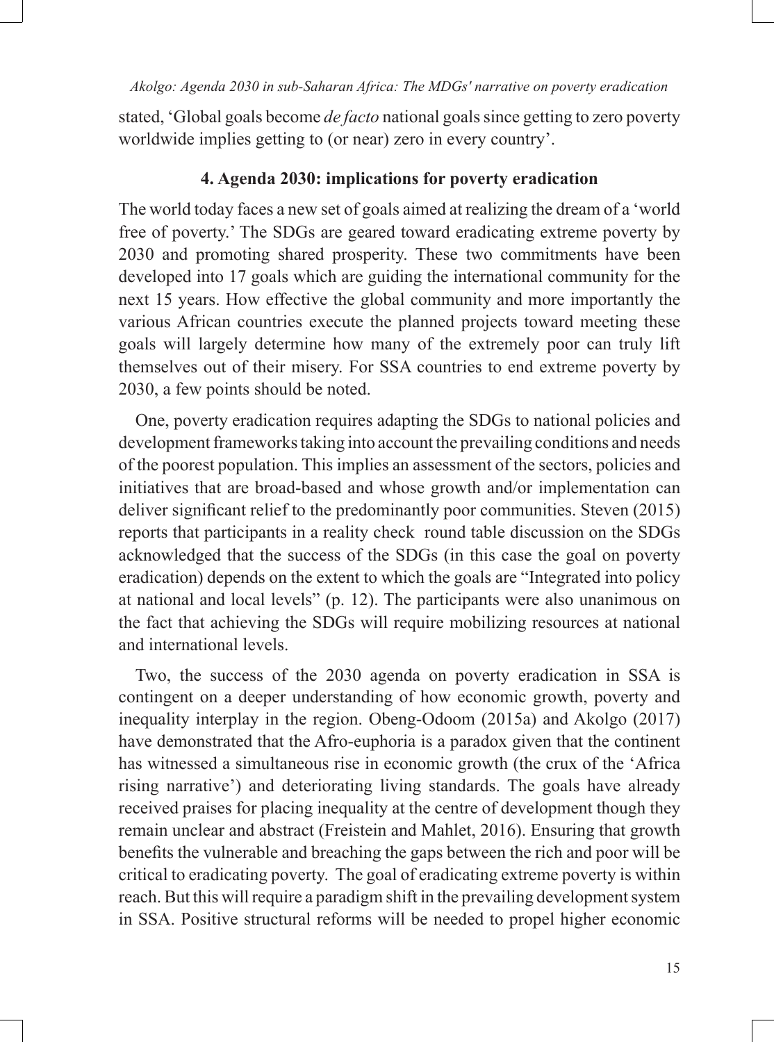stated, 'Global goals become *de facto* national goals since getting to zero poverty worldwide implies getting to (or near) zero in every country'.

## 4. Agenda 2030: implications for poverty eradication

The world today faces a new set of goals aimed at realizing the dream of a 'world free of poverty.' The SDGs are geared toward eradicating extreme poverty by 2030 and promoting shared prosperity. These two commitments have been developed into 17 goals which are guiding the international community for the next 15 years. How effective the global community and more importantly the various African countries execute the planned projects toward meeting these goals will largely determine how many of the extremely poor can truly lift themselves out of their misery. For SSA countries to end extreme poverty by 2030, a few points should be noted.

One, poverty eradication requires adapting the SDGs to national policies and development frameworks taking into account the prevailing conditions and needs of the poorest population. This implies an assessment of the sectors, policies and initiatives that are broad-based and whose growth and/or implementation can deliver significant relief to the predominantly poor communities. Steven (2015) reports that participants in a reality check round table discussion on the SDGs acknowledged that the success of the SDGs (in this case the goal on poverty eradication) depends on the extent to which the goals are "Integrated into policy at national and local levels" (p. 12). The participants were also unanimous on the fact that achieving the SDGs will require mobilizing resources at national and international levels.

Two, the success of the 2030 agenda on poverty eradication in SSA is contingent on a deeper understanding of how economic growth, poverty and inequality interplay in the region. Obeng-Odoom (2015a) and Akolgo (2017) have demonstrated that the Afro-euphoria is a paradox given that the continent has witnessed a simultaneous rise in economic growth (the crux of the 'Africa rising narrative') and deteriorating living standards. The goals have already received praises for placing inequality at the centre of development though they remain unclear and abstract (Freistein and Mahlet, 2016). Ensuring that growth benefits the vulnerable and breaching the gaps between the rich and poor will be critical to eradicating poverty. The goal of eradicating extreme poverty is within reach. But this will require a paradigm shift in the prevailing development system in SSA. Positive structural reforms will be needed to propel higher economic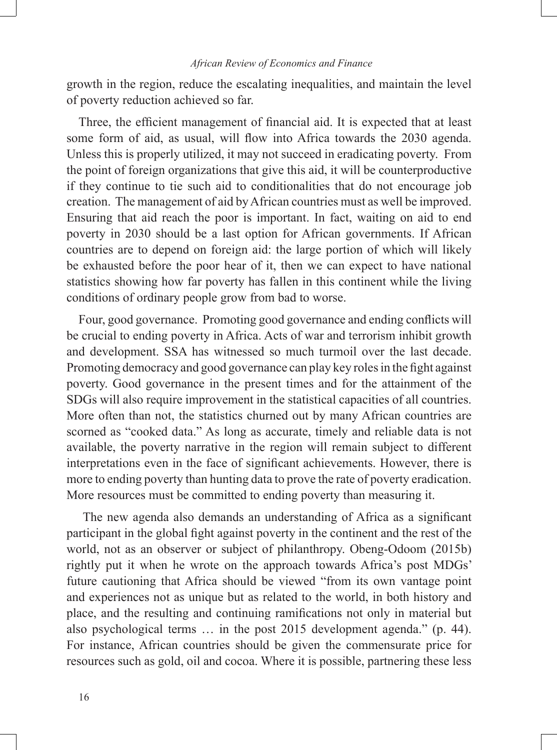growth in the region, reduce the escalating inequalities, and maintain the level of poverty reduction achieved so far.

Three, the efficient management of financial aid. It is expected that at least some form of aid, as usual, will flow into Africa towards the 2030 agenda. Unless this is properly utilized, it may not succeed in eradicating poverty. From the point of foreign organizations that give this aid, it will be counterproductive if they continue to tie such aid to conditionalities that do not encourage job creation. The management of aid by African countries must as well be improved. Ensuring that aid reach the poor is important. In fact, waiting on aid to end poverty in 2030 should be a last option for African governments. If African countries are to depend on foreign aid: the large portion of which will likely be exhausted before the poor hear of it, then we can expect to have national statistics showing how far poverty has fallen in this continent while the living conditions of ordinary people grow from bad to worse.

Four, good governance. Promoting good governance and ending conflicts will be crucial to ending poverty in Africa. Acts of war and terrorism inhibit growth and development. SSA has witnessed so much turmoil over the last decade. Promoting democracy and good governance can play key roles in the fight against poverty. Good governance in the present times and for the attainment of the SDGs will also require improvement in the statistical capacities of all countries. More often than not, the statistics churned out by many African countries are scorned as "cooked data." As long as accurate, timely and reliable data is not available, the poverty narrative in the region will remain subject to different interpretations even in the face of significant achievements. However, there is more to ending poverty than hunting data to prove the rate of poverty eradication. More resources must be committed to ending poverty than measuring it.

The new agenda also demands an understanding of Africa as a significant participant in the global fight against poverty in the continent and the rest of the world, not as an observer or subject of philanthropy. Obeng-Odoom (2015b) rightly put it when he wrote on the approach towards Africa's post MDGs' future cautioning that Africa should be viewed "from its own vantage point and experiences not as unique but as related to the world, in both history and place, and the resulting and continuing ramifications not only in material but also psychological terms … in the post 2015 development agenda." (p. 44). For instance, African countries should be given the commensurate price for resources such as gold, oil and cocoa. Where it is possible, partnering these less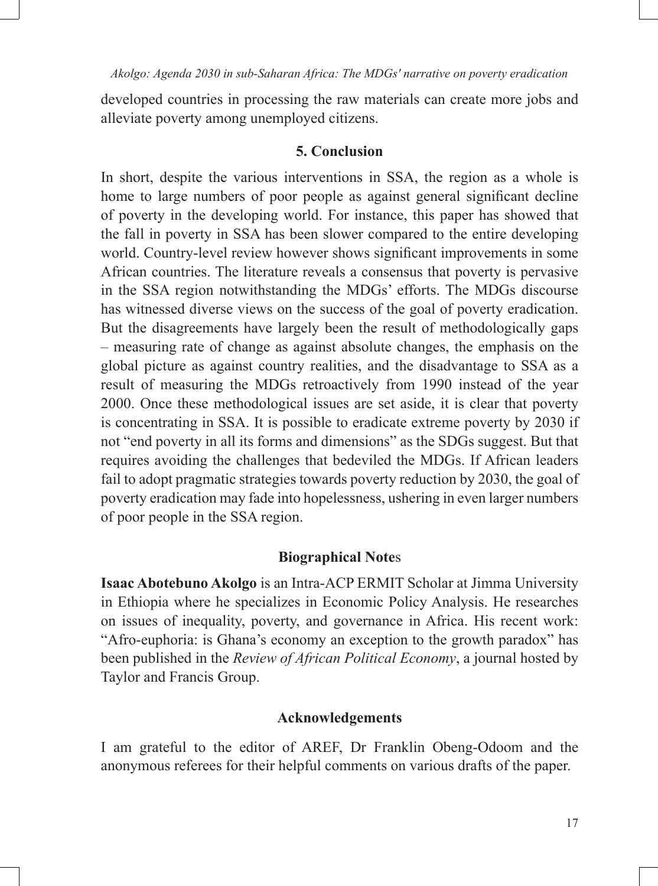developed countries in processing the raw materials can create more jobs and alleviate poverty among unemployed citizens.

## 5. Conclusion

In short, despite the various interventions in SSA, the region as a whole is home to large numbers of poor people as against general significant decline of poverty in the developing world. For instance, this paper has showed that the fall in poverty in SSA has been slower compared to the entire developing world. Country-level review however shows significant improvements in some African countries. The literature reveals a consensus that poverty is pervasive in the SSA region notwithstanding the MDGs' efforts. The MDGs discourse has witnessed diverse views on the success of the goal of poverty eradication. But the disagreements have largely been the result of methodologically gaps – measuring rate of change as against absolute changes, the emphasis on the global picture as against country realities, and the disadvantage to SSA as a result of measuring the MDGs retroactively from 1990 instead of the year 2000. Once these methodological issues are set aside, it is clear that poverty is concentrating in SSA. It is possible to eradicate extreme poverty by 2030 if not "end poverty in all its forms and dimensions" as the SDGs suggest. But that requires avoiding the challenges that bedeviled the MDGs. If African leaders fail to adopt pragmatic strategies towards poverty reduction by 2030, the goal of poverty eradication may fade into hopelessness, ushering in even larger numbers of poor people in the SSA region.

## Biographical Notes

**Isaac Abotebuno Akolgo** is an Intra-ACP ERMIT Scholar at Jimma University in Ethiopia where he specializes in Economic Policy Analysis. He researches on issues of inequality, poverty, and governance in Africa. His recent work: "Afro-euphoria: is Ghana's economy an exception to the growth paradox" has been published in the *Review of African Political Economy*, a journal hosted by Taylor and Francis Group.

## Acknowledgements

I am grateful to the editor of AREF, Dr Franklin Obeng-Odoom and the anonymous referees for their helpful comments on various drafts of the paper.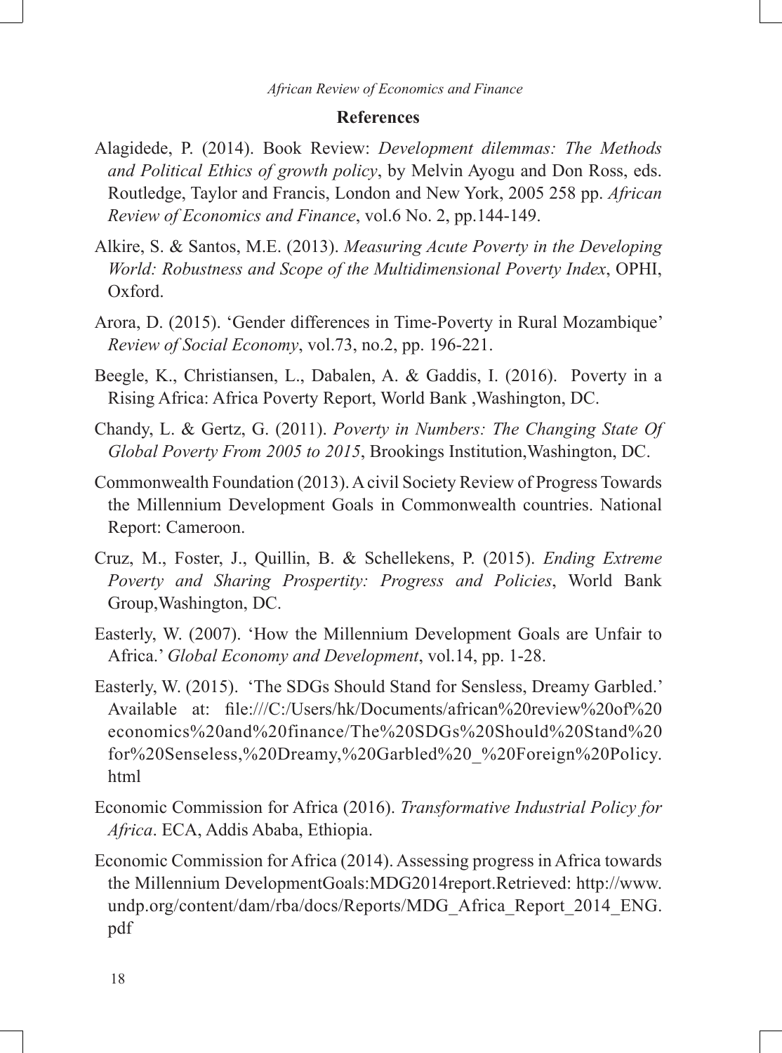## References

Alagidede, P. (2014). Book Review: *Development dilemmas: The Methods and Political Ethics of growth policy*, by Melvin Ayogu and Don Ross, eds. Routledge, Taylor and Francis, London and New York, 2005 258 pp. *African Review of Economics and Finance*, vol.6 No. 2, pp.144-149.

Alkire, S. & Santos, M.E. (2013). *Measuring Acute Poverty in the Developing World: Robustness and Scope of the Multidimensional Poverty Index*, OPHI, Oxford.

Arora, D. (2015). 'Gender differences in Time-Poverty in Rural Mozambique' *Review of Social Economy*, vol.73, no.2, pp. 196-221.

Beegle, K., Christiansen, L., Dabalen, A. & Gaddis, I. (2016). Poverty in a Rising Africa: Africa Poverty Report, World Bank ,Washington, DC.

Chandy, L. & Gertz, G. (2011). *Poverty in Numbers: The Changing State Of Global Poverty From 2005 to 2015*, Brookings Institution,Washington, DC.

Commonwealth Foundation (2013). A civil Society Review of Progress Towards the Millennium Development Goals in Commonwealth countries. National Report: Cameroon.

Cruz, M., Foster, J., Quillin, B. & Schellekens, P. (2015). *Ending Extreme Poverty and Sharing Prospertity: Progress and Policies*, World Bank Group,Washington, DC.

Easterly, W. (2007). 'How the Millennium Development Goals are Unfair to Africa.' *Global Economy and Development*, vol.14, pp. 1-28.

Easterly, W. (2015). 'The SDGs Should Stand for Sensless, Dreamy Garbled.' Available at: file:///C:/Users/hk/Documents/african%20review%20of%20economics%20and%20finance/The%20SDGs%20Should%20Stand%20for%20Senseless,%20Dreamy,%20Garbled%20_%20Foreign%20Policy.html

Economic Commission for Africa (2016). *Transformative Industrial Policy for Africa*. ECA, Addis Ababa, Ethiopia.

Economic Commission for Africa (2014). Assessing progress in Africa towards the Millennium DevelopmentGoals:MDG2014report.Retrieved: http://www.undp.org/content/dam/rba/docs/Reports/MDG_Africa_Report_2014_ENG.pdf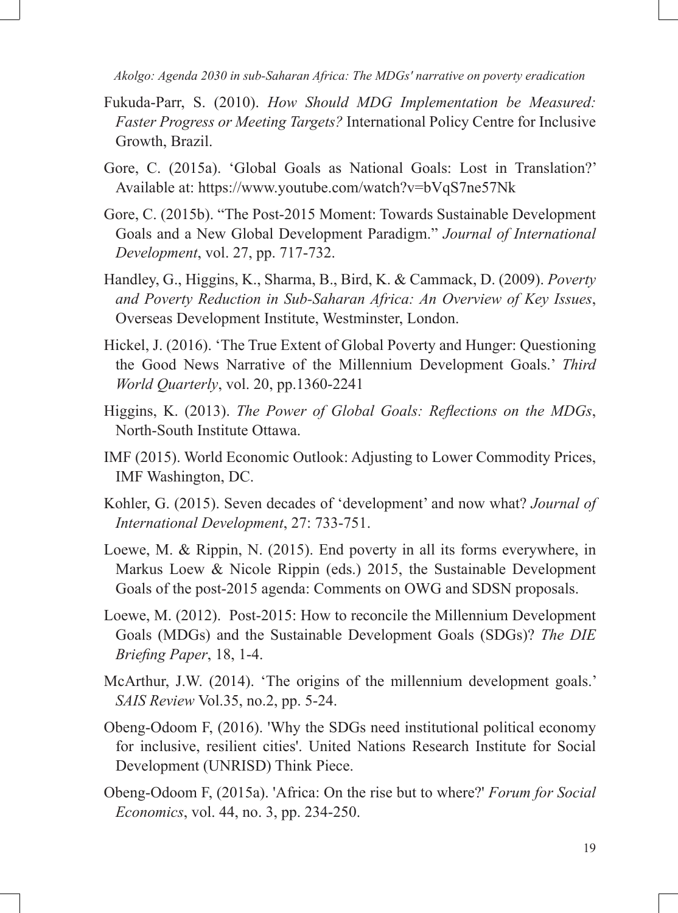Fukuda-Parr, S. (2010). *How Should MDG Implementation be Measured: Faster Progress or Meeting Targets?* International Policy Centre for Inclusive Growth, Brazil.

Gore, C. (2015a). 'Global Goals as National Goals: Lost in Translation?' Available at: https://www.youtube.com/watch?v=bVqS7ne57Nk

Gore, C. (2015b). "The Post-2015 Moment: Towards Sustainable Development Goals and a New Global Development Paradigm." *Journal of International Development*, vol. 27, pp. 717-732.

Handley, G., Higgins, K., Sharma, B., Bird, K. & Cammack, D. (2009). *Poverty and Poverty Reduction in Sub-Saharan Africa: An Overview of Key Issues*, Overseas Development Institute, Westminster, London.

Hickel, J. (2016). 'The True Extent of Global Poverty and Hunger: Questioning the Good News Narrative of the Millennium Development Goals.' *Third World Quarterly*, vol. 20, pp.1360-2241

Higgins, K. (2013). *The Power of Global Goals: Reflections on the MDGs*, North-South Institute Ottawa.

IMF (2015). World Economic Outlook: Adjusting to Lower Commodity Prices, IMF Washington, DC.

Kohler, G. (2015). Seven decades of 'development' and now what? *Journal of International Development*, 27: 733-751.

Loewe, M. & Rippin, N. (2015). End poverty in all its forms everywhere, in Markus Loew & Nicole Rippin (eds.) 2015, the Sustainable Development Goals of the post-2015 agenda: Comments on OWG and SDSN proposals.

Loewe, M. (2012). Post-2015: How to reconcile the Millennium Development Goals (MDGs) and the Sustainable Development Goals (SDGs)? *The DIE Briefing Paper*, 18, 1-4.

McArthur, J.W. (2014). 'The origins of the millennium development goals.' *SAIS Review* Vol.35, no.2, pp. 5-24.

Obeng-Odoom F, (2016). 'Why the SDGs need institutional political economy for inclusive, resilient cities'. United Nations Research Institute for Social Development (UNRISD) Think Piece.

Obeng-Odoom F, (2015a). 'Africa: On the rise but to where?' *Forum for Social Economics*, vol. 44, no. 3, pp. 234-250.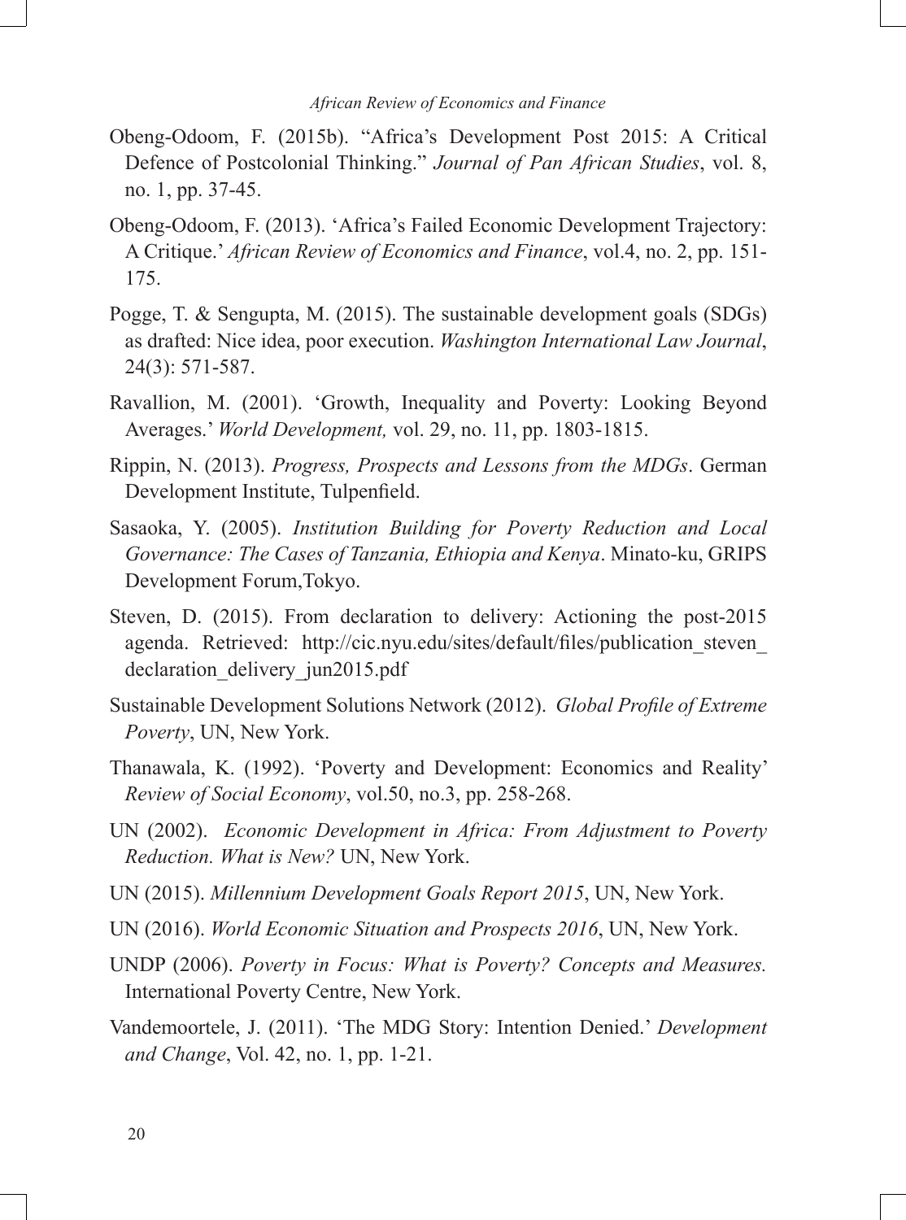Obeng-Odoom, F. (2015b). "Africa's Development Post 2015: A Critical Defence of Postcolonial Thinking." *Journal of Pan African Studies*, vol. 8, no. 1, pp. 37-45.

Obeng-Odoom, F. (2013). 'Africa's Failed Economic Development Trajectory: A Critique.' *African Review of Economics and Finance*, vol.4, no. 2, pp. 151-175.

Pogge, T. & Sengupta, M. (2015). The sustainable development goals (SDGs) as drafted: Nice idea, poor execution. *Washington International Law Journal*, 24(3): 571-587.

Ravallion, M. (2001). 'Growth, Inequality and Poverty: Looking Beyond Averages.' *World Development,* vol. 29, no. 11, pp. 1803-1815.

Rippin, N. (2013). *Progress, Prospects and Lessons from the MDGs*. German Development Institute, Tulpenfield.

Sasaoka, Y. (2005). *Institution Building for Poverty Reduction and Local Governance: The Cases of Tanzania, Ethiopia and Kenya*. Minato-ku, GRIPS Development Forum,Tokyo.

Steven, D. (2015). From declaration to delivery: Actioning the post-2015 agenda. Retrieved: http://cic.nyu.edu/sites/default/files/publication_steven_declaration_delivery_jun2015.pdf

Sustainable Development Solutions Network (2012). *Global Profile of Extreme Poverty*, UN, New York.

Thanawala, K. (1992). 'Poverty and Development: Economics and Reality' *Review of Social Economy*, vol.50, no.3, pp. 258-268.

UN (2002). *Economic Development in Africa: From Adjustment to Poverty Reduction. What is New?* UN, New York.

UN (2015). *Millennium Development Goals Report 2015*, UN, New York.

UN (2016). *World Economic Situation and Prospects 2016*, UN, New York.

UNDP (2006). *Poverty in Focus: What is Poverty? Concepts and Measures.* International Poverty Centre, New York.

Vandemoortele, J. (2011). 'The MDG Story: Intention Denied.' *Development and Change*, Vol. 42, no. 1, pp. 1-21.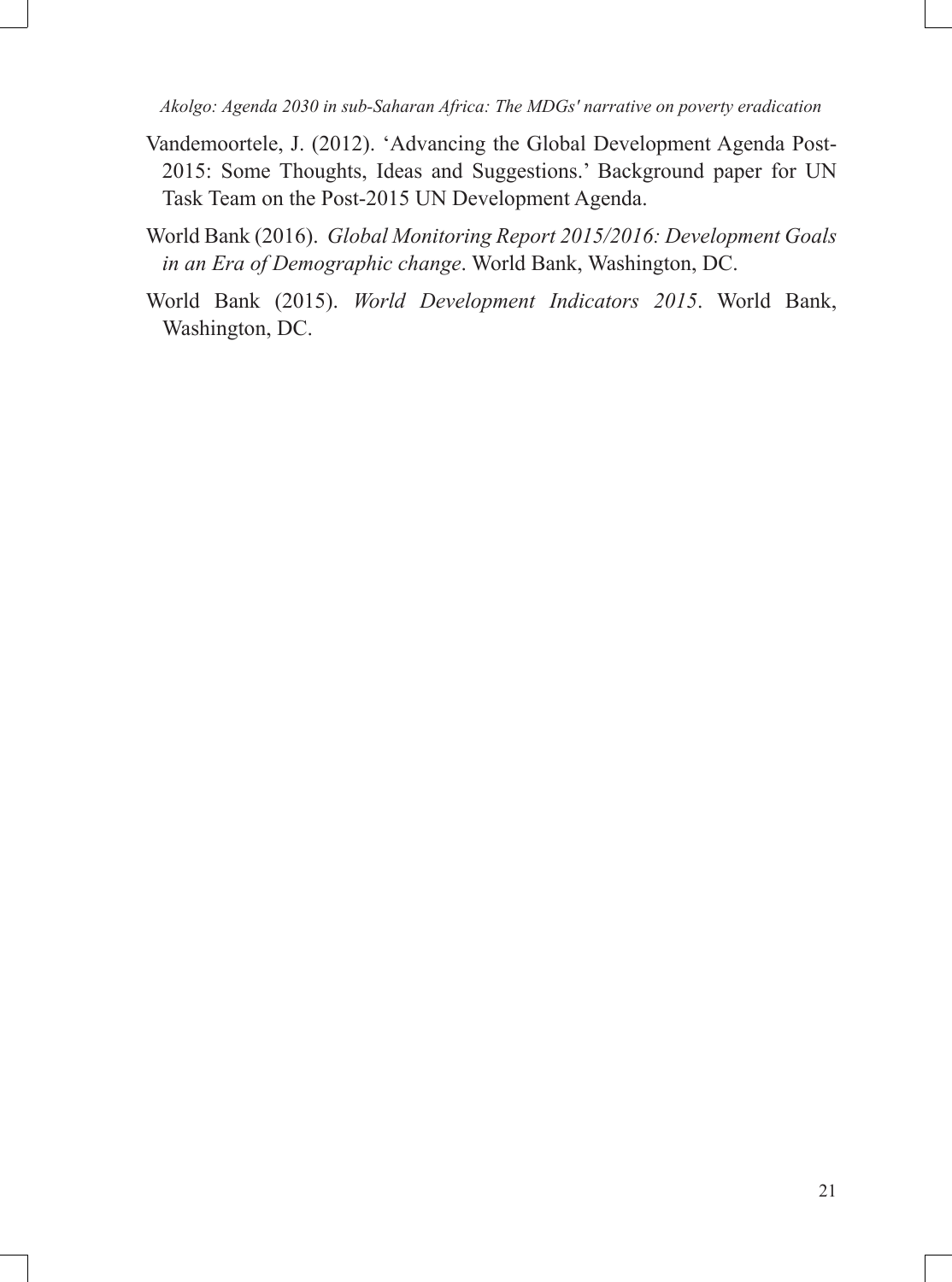Vandemoortele, J. (2012). 'Advancing the Global Development Agenda Post-2015: Some Thoughts, Ideas and Suggestions.' Background paper for UN Task Team on the Post-2015 UN Development Agenda.

World Bank (2016). *Global Monitoring Report 2015/2016: Development Goals in an Era of Demographic change*. World Bank, Washington, DC.

World Bank (2015). *World Development Indicators 2015*. World Bank, Washington, DC.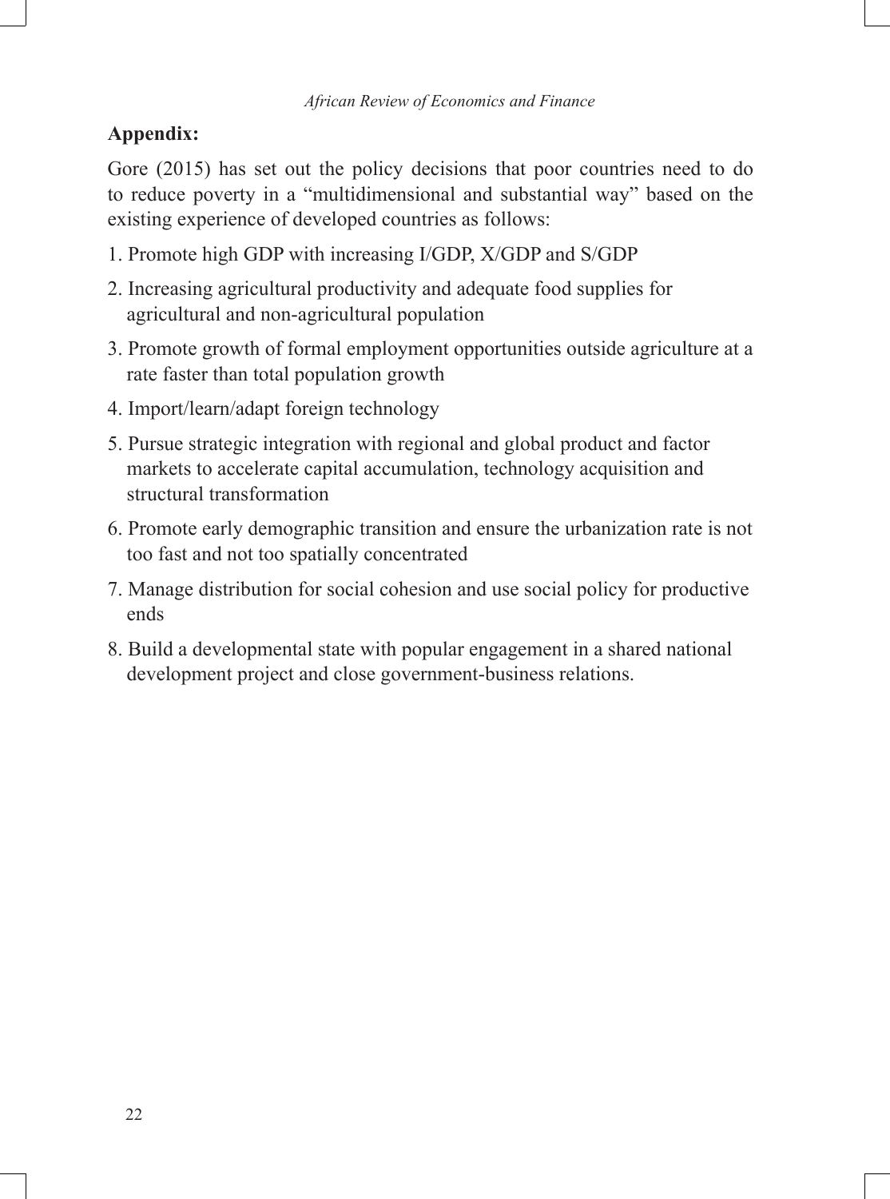## Appendix:

Gore (2015) has set out the policy decisions that poor countries need to do to reduce poverty in a "multidimensional and substantial way" based on the existing experience of developed countries as follows:

1. Promote high GDP with increasing I/GDP, X/GDP and S/GDP
2. Increasing agricultural productivity and adequate food supplies for agricultural and non-agricultural population
3. Promote growth of formal employment opportunities outside agriculture at a rate faster than total population growth
4. Import/learn/adapt foreign technology
5. Pursue strategic integration with regional and global product and factor markets to accelerate capital accumulation, technology acquisition and structural transformation
6. Promote early demographic transition and ensure the urbanization rate is not too fast and not too spatially concentrated
7. Manage distribution for social cohesion and use social policy for productive ends
8. Build a developmental state with popular engagement in a shared national development project and close government-business relations.